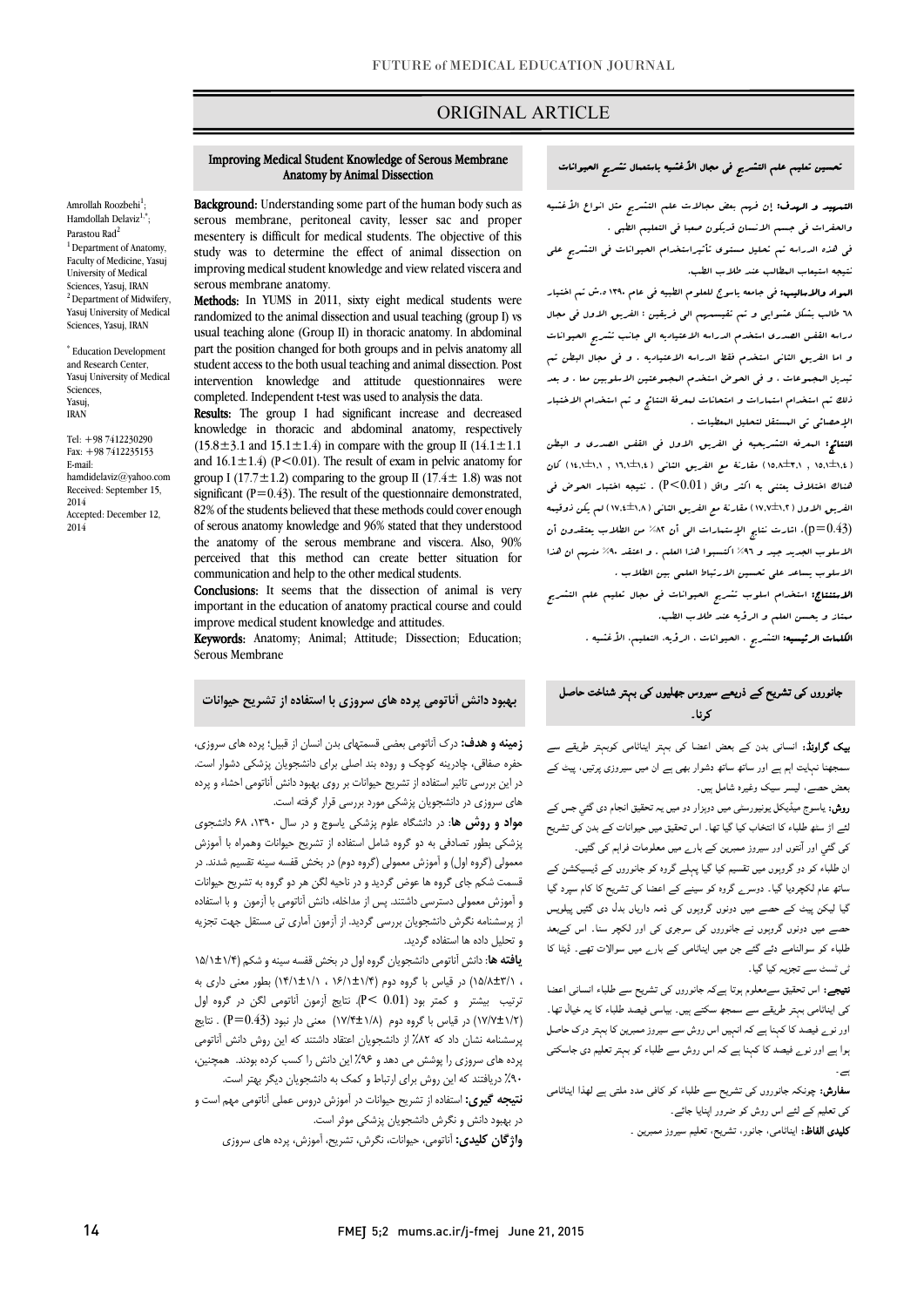ORIGINAL ARTICLE

# Improving Medical Student Knowledge of Serous Membrane Anatomy by Animal Dissection

Amrollah Roozbehi[1]; Hamdollah Delaviz[1,*]; Parastou Rad[2]

[1] Department of Anatomy, Faculty of Medicine, Yasuj University of Medical Sciences, Yasuj, IRAN
[2] Department of Midwifery, Yasuj University of Medical Sciences, Yasuj, IRAN

[*] Education Development and Research Center, Yasuj University of Medical Sciences, Yasuj, IRAN

Tel: +98 7412230290
Fax: +98 7412235153
E-mail: hamdidelaviz@yahoo.com
Received: September 15, 2014
Accepted: December 12, 2014

**Background:** Understanding some part of the human body such as serous membrane, peritoneal cavity, lesser sac and proper mesentery is difficult for medical students. The objective of this study was to determine the effect of animal dissection on improving medical student knowledge and view related viscera and serous membrane anatomy.

**Methods:** In YUMS in 2011, sixty eight medical students were randomized to the animal dissection and usual teaching (group I) vs usual teaching alone (Group II) in thoracic anatomy. In abdominal part the position changed for both groups and in pelvis anatomy all student access to the both usual teaching and animal dissection. Post intervention knowledge and attitude questionnaires were completed. Independent t-test was used to analysis the data.

**Results:** The group I had significant increase and decreased knowledge in thoracic and abdominal anatomy, respectively ($15.8\pm3.1$ and $15.1\pm1.4$) in compare with the group II ($14.1\pm1.1$ and $16.1\pm1.4$) ($P<0.01$). The result of exam in pelvic anatomy for group I ($17.7\pm1.2$) comparing to the group II ($17.4\pm1.8$) was not significant ($P=0.43$). The result of the questionnaire demonstrated, 82% of the students believed that these methods could cover enough of serous anatomy knowledge and 96% stated that they understood the anatomy of the serous membrane and viscera. Also, 90% perceived that this method can create better situation for communication and help to the other medical students.

**Conclusions:** It seems that the dissection of animal is very important in the education of anatomy practical course and could improve medical student knowledge and attitudes.

**Keywords:** Anatomy; Animal; Attitude; Dissection; Education; Serous Membrane

## تحسین تعلیم علم التشریح فی مجال الأغشیه باستعمال تشریح الحیوانات

**التمهید و الهدف:** إن فهم بعض مجالات علم التشریح مثل انواع الأغشیه والحفرات فی جسم الانسان قدیکون صعبا فی التعلیم الطبی .
فی هذه الدراسه تم تحلیل مستوی تأثیراستخدام الحیوانات فی التشریح علی نتیجه استیعاب المطالب عند طلاب الطب.

**المواد والأسالیب:** فی جامعه یاسوج للعلوم الطبیه فی عام ۱۳۹۰ ه.ش تم اختیار ۶۸ طالب بشکل عشوایی و تم تقسیمهم الی فریقین : الفریق الاول فی مجال دراسه القفص الصدری استخدم الدراسه الاعتیادیه الی جانب تشریح الحیوانات و اما الفریق الثانی استخدم فقط الدراسه الاعتیادیه ، و فی مجال البطن تم تبدیل المجموعات ، و فی الحوض استخدم المجموعتین الاسلوبین معا ، و بعد ذلک تم استخدام استمارات و امتحانات لمعرفة النتائج و تم استخدام الاختبار الإحصائی تی المستقل لتحلیل المعطیات .

**النتائج:** المعرفه التشریحیه فی الفریق الاول فی القفص الصدری و البطن (۱۵٫۱±۱٫۴ , ۱۵٫۸±۳٫۱) مقارنة مع الفریق الثانی (۱۶٫۱±۱٫۴ , ۱۴٫۱±۱٫۱) کان هناک اختلاف بعتنی به اکثر واقل (P<0.01) . نتیجه اختبار الحوض فی الفریق الاول (۱۷٫۷±۱٫۲) مقارنة مع الفریق الثانی (۱۷٫۴±۱٫۸) لم یکن ذوقیمه (p=0.43). اشارت نتائج الإستمارات الی أن ۸۲٪ من الطلاب یعتقدون أن الاسلوب الجدید جید و ۹۶٪ اکتسبوا هذا العلم ، و اعتقد ۹۰٪ منهم ان هذا الاسلوب یساعد علی تحسین الارتباط العلمی بین الطلاب .

**الاستنتاج:** استخدام اسلوب تشریح الحیوانات فی مجال تعلیم علم التشریح ممتاز و یحسن العلم و الرؤیه عند طلاب الطب.

**الکلمات الرئیسیه:** التشریح ، الحیوانات ، الرؤیه، التعلیم، الأغشیه .

## بهبود دانش آناتومی پرده های سروزی با استفاده از تشریح حیوانات

**زمینه و هدف:** درک آناتومی بعضی قسمتهای بدن انسان از قبیل؛ پرده های سروزی، حفره صفاقی، چادرینه کوچک و روده بند اصلی برای دانشجویان پزشکی دشوار است. در این بررسی تاثیر استفاده از تشریح حیوانات بر روی بهبود دانش آناتومی احشاء و پرده های سروزی در دانشجویان پزشکی مورد بررسی قرار گرفته است.

**مواد و روش ها:** در دانشگاه علوم پزشکی یاسوج و در سال ۱۳۹۰، ۶۸ دانشجوی پزشکی بطور تصادفی به دو گروه شامل استفاده از تشریح حیوانات وهمراه با آموزش معمولی (گروه اول) و آموزش معمولی (گروه دوم) در بخش قفسه سینه تقسیم شدند. در قسمت شکم جای گروه ها عوض گردید و در ناحیه لگن هر دو گروه به تشریح حیوانات و آموزش معمولی دسترسی داشتند. پس از مداخله، دانش آناتومی با آزمون و با استفاده از پرسشنامه نگرش دانشجویان بررسی گردید. از آزمون آماری تی مستقل جهت تجزیه و تحلیل داده ها استفاده گردید.

**یافته ها:** دانش آناتومی دانشجویان گروه اول در بخش قفسه سینه و شکم (۱۵/۱±۱/۴ ، ۱۵/۸±۳/۱) در قیاس با گروه دوم (۱۶/۱±۱/۴ ، ۱۴/۱±۱/۱) بطور معنی داری به ترتیب بیشتر و کمتر بود (P< 0.01). نتایج آزمون آناتومی لگن در گروه اول (۱۷/۷±۱/۲) در قیاس با گروه دوم (۱۷/۴±۱/۸) معنی دار نبود (P=0.43) . نتایج پرسشنامه نشان داد که ۸۲٪ از دانشجویان اعتقاد داشتند که این روش دانش آناتومی پرده های سروزی را پوشش می دهد و ۹۶٪ این دانش را کسب کرده بودند. همچنین، ۹۰٪ دریافتند که این روش برای ارتباط و کمک به دانشجویان دیگر بهتر است.

**نتیجه گیری:** استفاده از تشریح حیوانات در آموزش دروس عملی آناتومی مهم است و در بهبود دانش و نگرش دانشجویان پزشکی موثر است.

**واژگان کلیدی:** آناتومی، حیوانات، نگرش، تشریح، آموزش، پرده های سروزی

## جانوروں کی تشریح کے ذریعے سیروس جھلیوں کی بہتر شناخت حاصل کرنا۔

**بیک گراونڈ:** انسانی بدن کے بعض اعضا کی بہتر اناٹامی کوبہتر طریقے سے سمجھنا نہایت اہم ہے اور ساتھ ساتھ دشوار بھی ہے ان میں سیروزی پرتیں، پیٹ کے بعض حصے، لیسر سیک وغیرہ شامل ہیں۔

**روش:** یاسوج میڈیکل یونیورسٹی میں دوہزار دو میں یہ تحقیق انجام دی گئي جس کے لئے ان سٹھ طلباء کا انتخاب کیا گيا تھا۔ اس تحقیق میں حیوانات کے بدن کی تشریح کی گئي اور آنتوں اور سیروز ممبرین کے بارے میں معلومات فراہم کی گئيں۔
ان طلباء کو دو گروہوں میں تقسیم کیا گيا پہلے گروہ کو جانوروں کی ڈیسیکشن کے ساتھ عام لکچردیا گيا۔ دوسرے گروہ کو سینے کے اعضا کی تشریح کا کام سپرد کیا گيا لیکن پیٹ کے حصے میں دونوں گروہوں کی ذمہ داریاں بدل دی گئيں پیلویس حصے میں دونوں گروہوں نے جانوروں کی سرجری کی اور لکچر سنا۔ اس کےبعد طلباء کو سوالنامے دئے گئے جن میں اناٹامی کے بارے میں سوالات تھے۔ ڈیٹا کا ٹی ٹسٹ سے تجزیہ کیا گيا۔

**نتیجے:** اس تحقیق سےمعلوم ہوتا ہےکہ جانوروں کی تشریح سے طلباء انسانی اعضا کی اناٹامی بہتر طریقے سے سمجھ سکتے ہیں۔ بیاسی فیصد طلباء کا یہ خیال تھا۔ اور نوے فیصد کا کہنا ہے کہ انہیں اس روش سے سیروز ممبرین کا بہتر درک حاصل ہوا ہے اور نوے فیصد کا کہنا ہے کہ اس روش سے طلباء کو بہتر تعلیم دی جاسکتی ہے۔

**سفارش:** چونکہ جانوروں کی تشریح سے طلباء کو کافی مدد ملتی ہے لھذا اناٹامی کی تعلیم کے لئے اس روش کو ضرور اپنایا جائے۔

**کلیدی الفاظ:** اناٹامی، جانور، تشریح، تعلیم سیروز ممبرین ۔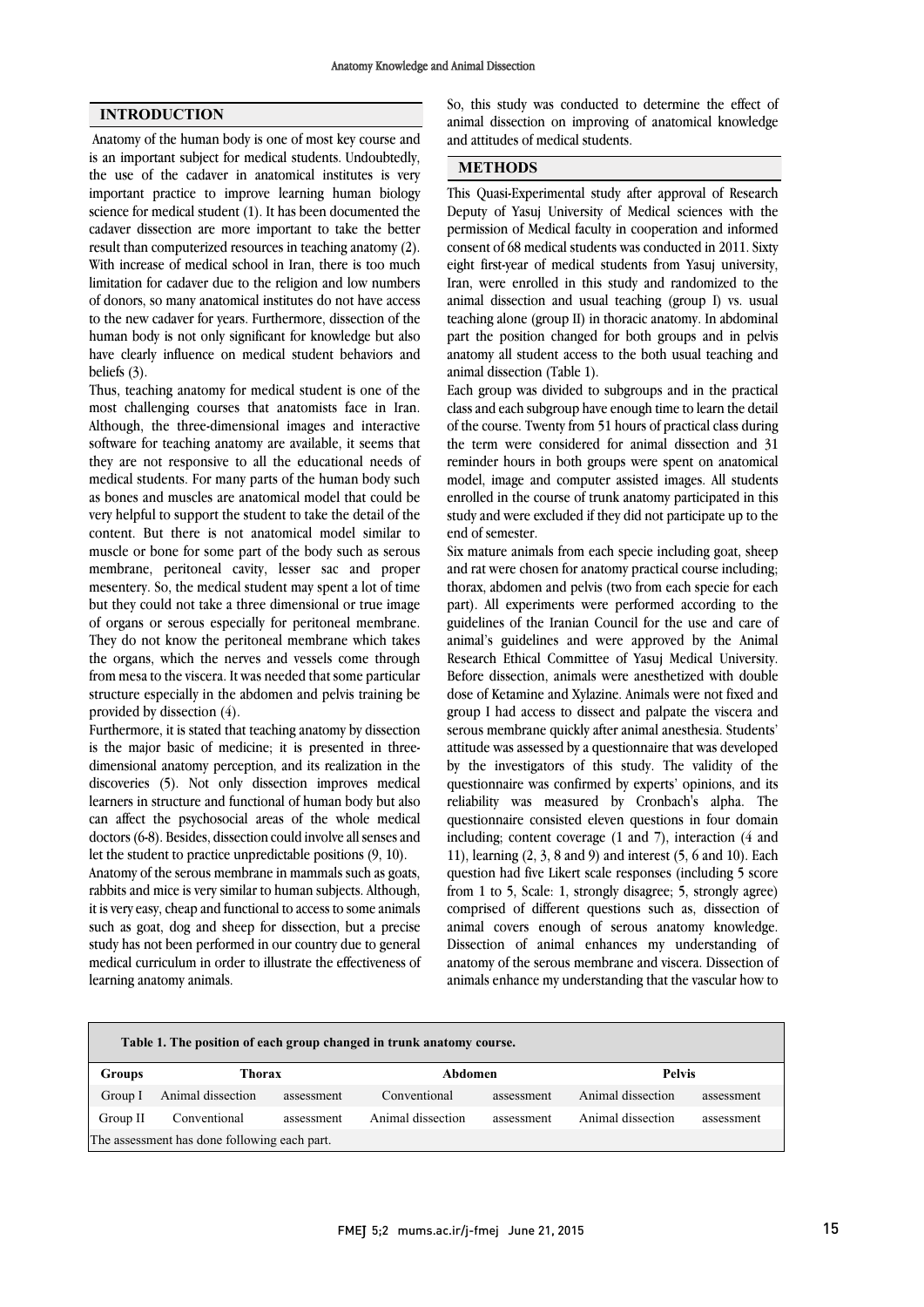## INTRODUCTION

Anatomy of the human body is one of most key course and is an important subject for medical students. Undoubtedly, the use of the cadaver in anatomical institutes is very important practice to improve learning human biology science for medical student (1). It has been documented the cadaver dissection are more important to take the better result than computerized resources in teaching anatomy (2). With increase of medical school in Iran, there is too much limitation for cadaver due to the religion and low numbers of donors, so many anatomical institutes do not have access to the new cadaver for years. Furthermore, dissection of the human body is not only significant for knowledge but also have clearly influence on medical student behaviors and beliefs (3).

Thus, teaching anatomy for medical student is one of the most challenging courses that anatomists face in Iran. Although, the three-dimensional images and interactive software for teaching anatomy are available, it seems that they are not responsive to all the educational needs of medical students. For many parts of the human body such as bones and muscles are anatomical model that could be very helpful to support the student to take the detail of the content. But there is not anatomical model similar to muscle or bone for some part of the body such as serous membrane, peritoneal cavity, lesser sac and proper mesentery. So, the medical student may spent a lot of time but they could not take a three dimensional or true image of organs or serous especially for peritoneal membrane. They do not know the peritoneal membrane which takes the organs, which the nerves and vessels come through from mesa to the viscera. It was needed that some particular structure especially in the abdomen and pelvis training be provided by dissection (4).

Furthermore, it is stated that teaching anatomy by dissection is the major basic of medicine; it is presented in three-dimensional anatomy perception, and its realization in the discoveries (5). Not only dissection improves medical learners in structure and functional of human body but also can affect the psychosocial areas of the whole medical doctors (6-8). Besides, dissection could involve all senses and let the student to practice unpredictable positions (9, 10).

Anatomy of the serous membrane in mammals such as goats, rabbits and mice is very similar to human subjects. Although, it is very easy, cheap and functional to access to some animals such as goat, dog and sheep for dissection, but a precise study has not been performed in our country due to general medical curriculum in order to illustrate the effectiveness of learning anatomy animals.

So, this study was conducted to determine the effect of animal dissection on improving of anatomical knowledge and attitudes of medical students.

## METHODS

This Quasi-Experimental study after approval of Research Deputy of Yasuj University of Medical sciences with the permission of Medical faculty in cooperation and informed consent of 68 medical students was conducted in 2011. Sixty eight first-year of medical students from Yasuj university, Iran, were enrolled in this study and randomized to the animal dissection and usual teaching (group I) vs. usual teaching alone (group II) in thoracic anatomy. In abdominal part the position changed for both groups and in pelvis anatomy all student access to the both usual teaching and animal dissection (Table 1).

Each group was divided to subgroups and in the practical class and each subgroup have enough time to learn the detail of the course. Twenty from 51 hours of practical class during the term were considered for animal dissection and 31 reminder hours in both groups were spent on anatomical model, image and computer assisted images. All students enrolled in the course of trunk anatomy participated in this study and were excluded if they did not participate up to the end of semester.

Six mature animals from each specie including goat, sheep and rat were chosen for anatomy practical course including; thorax, abdomen and pelvis (two from each specie for each part). All experiments were performed according to the guidelines of the Iranian Council for the use and care of animal's guidelines and were approved by the Animal Research Ethical Committee of Yasuj Medical University. Before dissection, animals were anesthetized with double dose of Ketamine and Xylazine. Animals were not fixed and group I had access to dissect and palpate the viscera and serous membrane quickly after animal anesthesia. Students' attitude was assessed by a questionnaire that was developed by the investigators of this study. The validity of the questionnaire was confirmed by experts' opinions, and its reliability was measured by Cronbach's alpha. The questionnaire consisted eleven questions in four domain including; content coverage (1 and 7), interaction (4 and 11), learning (2, 3, 8 and 9) and interest (5, 6 and 10). Each question had five Likert scale responses (including 5 score from 1 to 5, Scale: 1, strongly disagree; 5, strongly agree) comprised of different questions such as, dissection of animal covers enough of serous anatomy knowledge. Dissection of animal enhances my understanding of anatomy of the serous membrane and viscera. Dissection of animals enhance my understanding that the vascular how to

**Table 1. The position of each group changed in trunk anatomy course.**

| Groups | Thorax | | Abdomen | | Pelvis | |
|---|---|---|---|---|---|---|
| Group I | Animal dissection | assessment | Conventional | assessment | Animal dissection | assessment |
| Group II | Conventional | assessment | Animal dissection | assessment | Animal dissection | assessment |

The assessment has done following each part.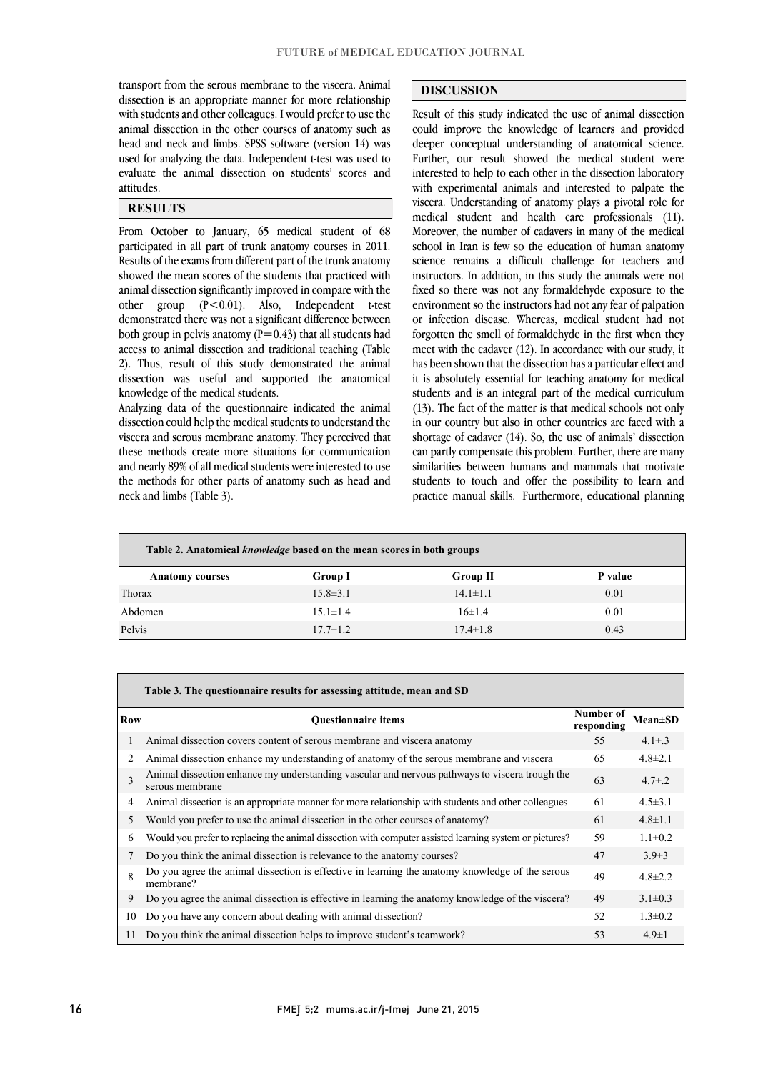transport from the serous membrane to the viscera. Animal dissection is an appropriate manner for more relationship with students and other colleagues. I would prefer to use the animal dissection in the other courses of anatomy such as head and neck and limbs. SPSS software (version 14) was used for analyzing the data. Independent t-test was used to evaluate the animal dissection on students' scores and attitudes.

## RESULTS

From October to January, 65 medical student of 68 participated in all part of trunk anatomy courses in 2011. Results of the exams from different part of the trunk anatomy showed the mean scores of the students that practiced with animal dissection significantly improved in compare with the other group ($P<0.01$). Also, Independent t-test demonstrated there was not a significant difference between both group in pelvis anatomy ($P=0.43$) that all students had access to animal dissection and traditional teaching (Table 2). Thus, result of this study demonstrated the animal dissection was useful and supported the anatomical knowledge of the medical students.

Analyzing data of the questionnaire indicated the animal dissection could help the medical students to understand the viscera and serous membrane anatomy. They perceived that these methods create more situations for communication and nearly 89% of all medical students were interested to use the methods for other parts of anatomy such as head and neck and limbs (Table 3).

## DISCUSSION

Result of this study indicated the use of animal dissection could improve the knowledge of learners and provided deeper conceptual understanding of anatomical science. Further, our result showed the medical student were interested to help to each other in the dissection laboratory with experimental animals and interested to palpate the viscera. Understanding of anatomy plays a pivotal role for medical student and health care professionals (11). Moreover, the number of cadavers in many of the medical school in Iran is few so the education of human anatomy science remains a difficult challenge for teachers and instructors. In addition, in this study the animals were not fixed so there was not any formaldehyde exposure to the environment so the instructors had not any fear of palpation or infection disease. Whereas, medical student had not forgotten the smell of formaldehyde in the first when they meet with the cadaver (12). In accordance with our study, it has been shown that the dissection has a particular effect and it is absolutely essential for teaching anatomy for medical students and is an integral part of the medical curriculum (13). The fact of the matter is that medical schools not only in our country but also in other countries are faced with a shortage of cadaver (14). So, the use of animals' dissection can partly compensate this problem. Further, there are many similarities between humans and mammals that motivate students to touch and offer the possibility to learn and practice manual skills. Furthermore, educational planning

**Table 2. Anatomical *knowledge* based on the mean scores in both groups**

| Anatomy courses | Group I | Group II | P value |
|---|---|---|---|
| Thorax | 15.8±3.1 | 14.1±1.1 | 0.01 |
| Abdomen | 15.1±1.4 | 16±1.4 | 0.01 |
| Pelvis | 17.7±1.2 | 17.4±1.8 | 0.43 |

**Table 3. The questionnaire results for assessing attitude, mean and SD**

| Row | Questionnaire items | Number of responding | Mean±SD |
|---|---|---|---|
| 1 | Animal dissection covers content of serous membrane and viscera anatomy | 55 | 4.1±.3 |
| 2 | Animal dissection enhance my understanding of anatomy of the serous membrane and viscera | 65 | 4.8±2.1 |
| 3 | Animal dissection enhance my understanding vascular and nervous pathways to viscera trough the serous membrane | 63 | 4.7±.2 |
| 4 | Animal dissection is an appropriate manner for more relationship with students and other colleagues | 61 | 4.5±3.1 |
| 5 | Would you prefer to use the animal dissection in the other courses of anatomy? | 61 | 4.8±1.1 |
| 6 | Would you prefer to replacing the animal dissection with computer assisted learning system or pictures? | 59 | 1.1±0.2 |
| 7 | Do you think the animal dissection is relevance to the anatomy courses? | 47 | 3.9±3 |
| 8 | Do you agree the animal dissection is effective in learning the anatomy knowledge of the serous membrane? | 49 | 4.8±2.2 |
| 9 | Do you agree the animal dissection is effective in learning the anatomy knowledge of the viscera? | 49 | 3.1±0.3 |
| 10 | Do you have any concern about dealing with animal dissection? | 52 | 1.3±0.2 |
| 11 | Do you think the animal dissection helps to improve student's teamwork? | 53 | 4.9±1 |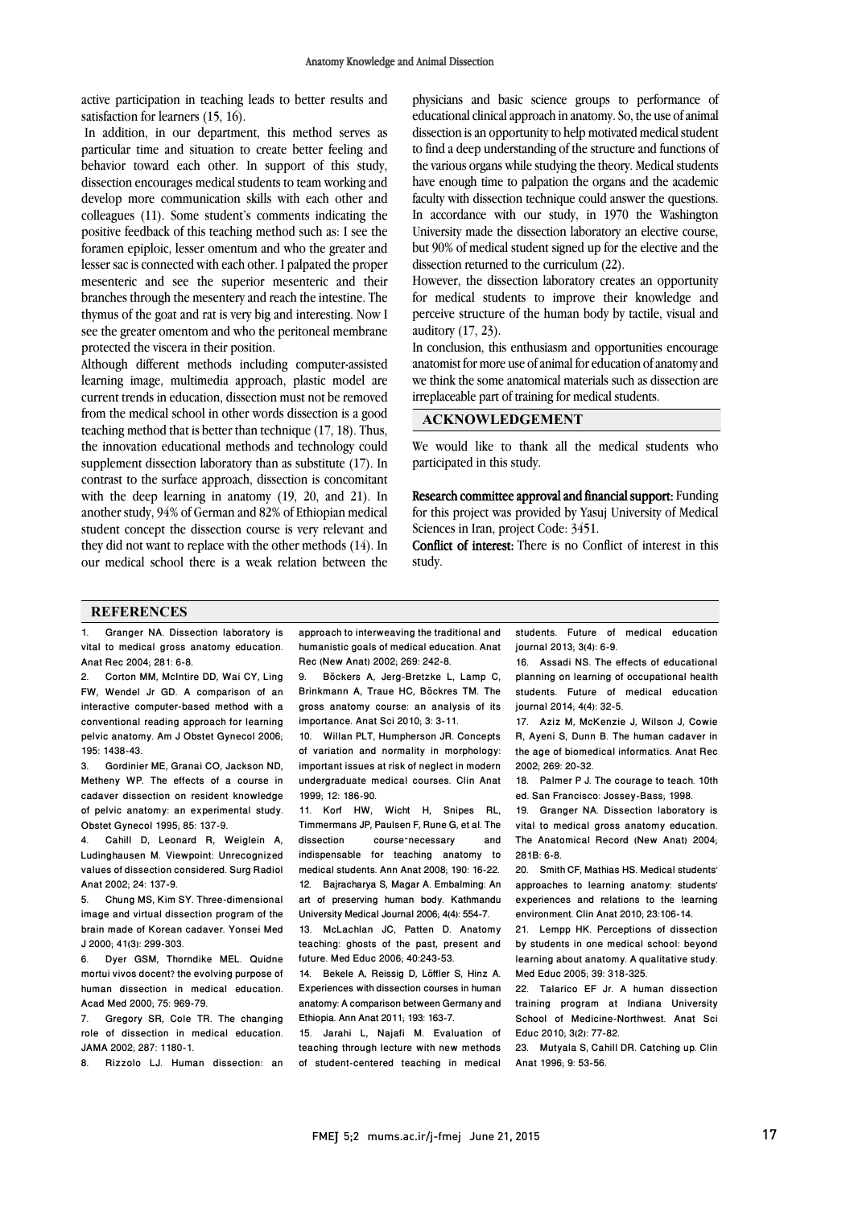active participation in teaching leads to better results and satisfaction for learners (15, 16).

In addition, in our department, this method serves as particular time and situation to create better feeling and behavior toward each other. In support of this study, dissection encourages medical students to team working and develop more communication skills with each other and colleagues (11). Some student's comments indicating the positive feedback of this teaching method such as: I see the foramen epiploic, lesser omentum and who the greater and lesser sac is connected with each other. I palpated the proper mesenteric and see the superior mesenteric and their branches through the mesentery and reach the intestine. The thymus of the goat and rat is very big and interesting. Now I see the greater omentom and who the peritoneal membrane protected the viscera in their position.

Although different methods including computer-assisted learning image, multimedia approach, plastic model are current trends in education, dissection must not be removed from the medical school in other words dissection is a good teaching method that is better than technique (17, 18). Thus, the innovation educational methods and technology could supplement dissection laboratory than as substitute (17). In contrast to the surface approach, dissection is concomitant with the deep learning in anatomy (19, 20, and 21). In another study, 94% of German and 82% of Ethiopian medical student concept the dissection course is very relevant and they did not want to replace with the other methods (14). In our medical school there is a weak relation between the physicians and basic science groups to performance of educational clinical approach in anatomy. So, the use of animal dissection is an opportunity to help motivated medical student to find a deep understanding of the structure and functions of the various organs while studying the theory. Medical students have enough time to palpation the organs and the academic faculty with dissection technique could answer the questions. In accordance with our study, in 1970 the Washington University made the dissection laboratory an elective course, but 90% of medical student signed up for the elective and the dissection returned to the curriculum (22).

However, the dissection laboratory creates an opportunity for medical students to improve their knowledge and perceive structure of the human body by tactile, visual and auditory (17, 23).

In conclusion, this enthusiasm and opportunities encourage anatomist for more use of animal for education of anatomy and we think the some anatomical materials such as dissection are irreplaceable part of training for medical students.

## ACKNOWLEDGEMENT

We would like to thank all the medical students who participated in this study.

**Research committee approval and financial support:** Funding for this project was provided by Yasuj University of Medical Sciences in Iran, project Code: 3451.

**Conflict of interest:** There is no Conflict of interest in this study.

## REFERENCES

1. Granger NA. Dissection laboratory is vital to medical gross anatomy education. Anat Rec 2004; 281: 6-8.
2. Corton MM, McIntire DD, Wai CY, Ling FW, Wendel Jr GD. A comparison of an interactive computer-based method with a conventional reading approach for learning pelvic anatomy. Am J Obstet Gynecol 2006; 195: 1438-43.
3. Gordinier ME, Granai CO, Jackson ND, Metheny WP. The effects of a course in cadaver dissection on resident knowledge of pelvic anatomy: an experimental study. Obstet Gynecol 1995; 85: 137-9.
4. Cahill D, Leonard R, Weiglein A, Ludinghausen M. Viewpoint: Unrecognized values of dissection considered. Surg Radiol Anat 2002; 24: 137-9.
5. Chung MS, Kim SY. Three-dimensional image and virtual dissection program of the brain made of Korean cadaver. Yonsei Med J 2000; 41(3): 299-303.
6. Dyer GSM, Thorndike MEL. Quidne mortui vivos docent? the evolving purpose of human dissection in medical education. Acad Med 2000; 75: 969-79.
7. Gregory SR, Cole TR. The changing role of dissection in medical education. JAMA 2002; 287: 1180-1.
8. Rizzolo LJ. Human dissection: an approach to interweaving the traditional and humanistic goals of medical education. Anat Rec (New Anat) 2002; 269: 242-8.
9. Böckers A, Jerg-Bretzke L, Lamp C, Brinkmann A, Traue HC, Böckres TM. The gross anatomy course: an analysis of its importance. Anat Sci 2010; 3: 3-11.
10. Willan PLT, Humpherson JR. Concepts of variation and normality in morphology: important issues at risk of neglect in modern undergraduate medical courses. Clin Anat 1999; 12: 186-90.
11. Korf HW, Wicht H, Snipes RL, Timmermans JP, Paulsen F, Rune G, et al. The dissection course-necessary and indispensable for teaching anatomy to medical students. Ann Anat 2008; 190: 16-22.
12. Bajracharya S, Magar A. Embalming: An art of preserving human body. Kathmandu University Medical Journal 2006; 4(4): 554-7.
13. McLachlan JC, Patten D. Anatomy teaching: ghosts of the past, present and future. Med Educ 2006; 40:243-53.
14. Bekele A, Reissig D, Löffler S, Hinz A. Experiences with dissection courses in human anatomy: A comparison between Germany and Ethiopia. Ann Anat 2011; 193: 163-7.
15. Jarahi L, Najafi M. Evaluation of teaching through lecture with new methods of student-centered teaching in medical students. Future of medical education journal 2013; 3(4): 6-9.
16. Assadi NS. The effects of educational planning on learning of occupational health students. Future of medical education journal 2014; 4(4): 32-5.
17. Aziz M, McKenzie J, Wilson J, Cowie R, Ayeni S, Dunn B. The human cadaver in the age of biomedical informatics. Anat Rec 2002; 269: 20-32.
18. Palmer P J. The courage to teach. 10th ed. San Francisco: Jossey-Bass; 1998.
19. Granger NA. Dissection laboratory is vital to medical gross anatomy education. The Anatomical Record (New Anat) 2004; 281B: 6-8.
20. Smith CF, Mathias HS. Medical students' approaches to learning anatomy: students' experiences and relations to the learning environment. Clin Anat 2010; 23:106-14.
21. Lempp HK. Perceptions of dissection by students in one medical school: beyond learning about anatomy. A qualitative study. Med Educ 2005; 39: 318-325.
22. Talarico EF Jr. A human dissection training program at Indiana University School of Medicine-Northwest. Anat Sci Educ 2010; 3(2): 77-82.
23. Mutyala S, Cahill DR. Catching up. Clin Anat 1996; 9: 53-56.